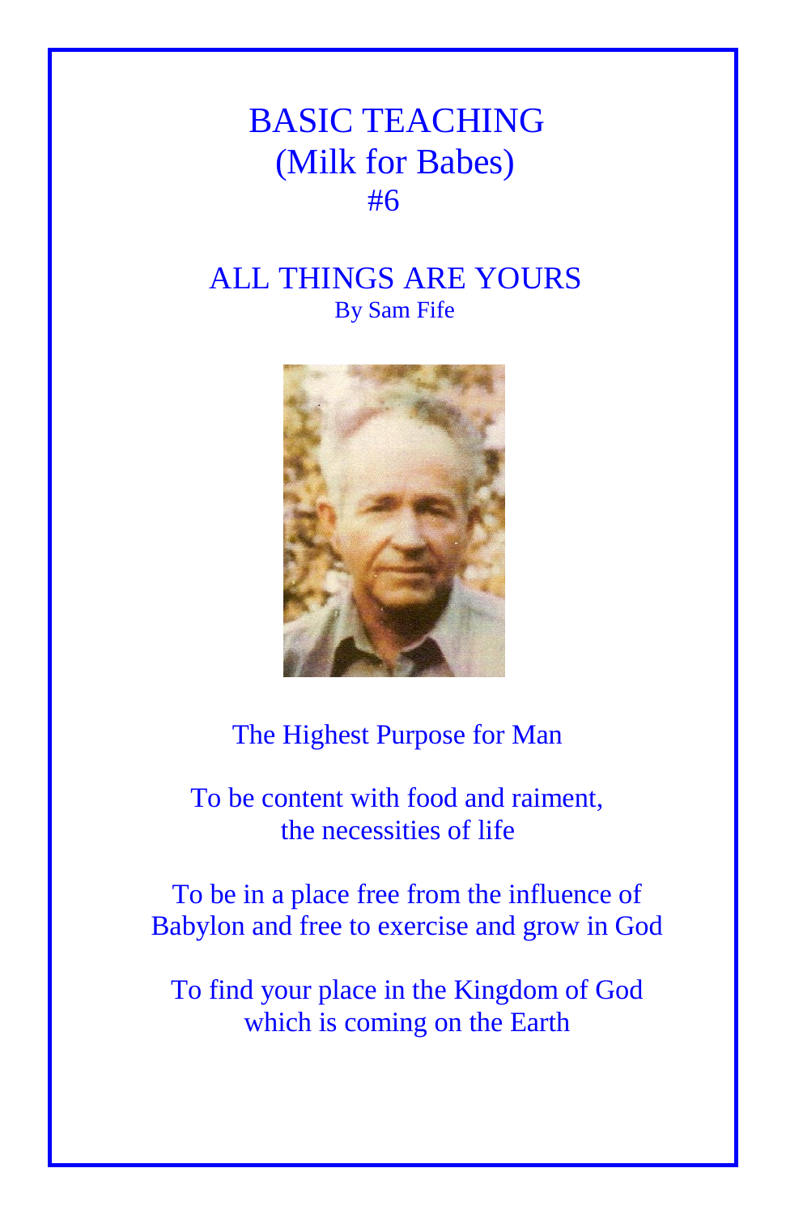# BASIC TEACHING
## (Milk for Babes)
## #6

# ALL THINGS ARE YOURS

By Sam Fife

The Highest Purpose for Man

To be content with food and raiment, the necessities of life

To be in a place free from the influence of Babylon and free to exercise and grow in God

To find your place in the Kingdom of God which is coming on the Earth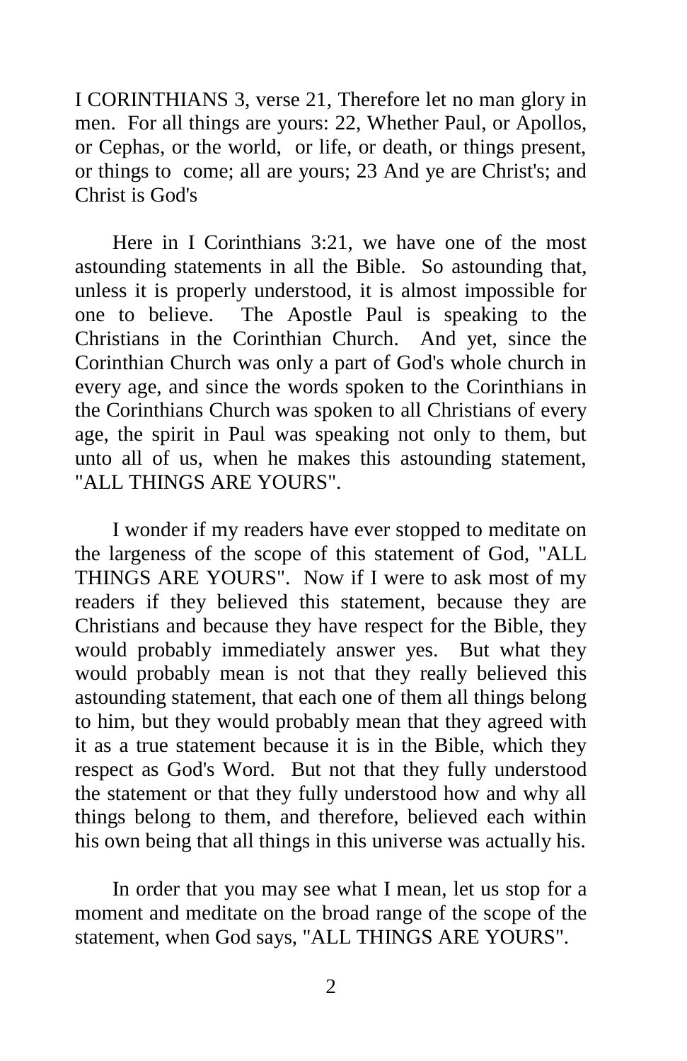I CORINTHIANS 3, verse 21, Therefore let no man glory in men. For all things are yours: 22, Whether Paul, or Apollos, or Cephas, or the world, or life, or death, or things present, or things to come; all are yours; 23 And ye are Christ's; and Christ is God's

Here in I Corinthians 3:21, we have one of the most astounding statements in all the Bible. So astounding that, unless it is properly understood, it is almost impossible for one to believe. The Apostle Paul is speaking to the Christians in the Corinthian Church. And yet, since the Corinthian Church was only a part of God's whole church in every age, and since the words spoken to the Corinthians in the Corinthians Church was spoken to all Christians of every age, the spirit in Paul was speaking not only to them, but unto all of us, when he makes this astounding statement, "ALL THINGS ARE YOURS".

I wonder if my readers have ever stopped to meditate on the largeness of the scope of this statement of God, "ALL THINGS ARE YOURS". Now if I were to ask most of my readers if they believed this statement, because they are Christians and because they have respect for the Bible, they would probably immediately answer yes. But what they would probably mean is not that they really believed this astounding statement, that each one of them all things belong to him, but they would probably mean that they agreed with it as a true statement because it is in the Bible, which they respect as God's Word. But not that they fully understood the statement or that they fully understood how and why all things belong to them, and therefore, believed each within his own being that all things in this universe was actually his.

In order that you may see what I mean, let us stop for a moment and meditate on the broad range of the scope of the statement, when God says, "ALL THINGS ARE YOURS".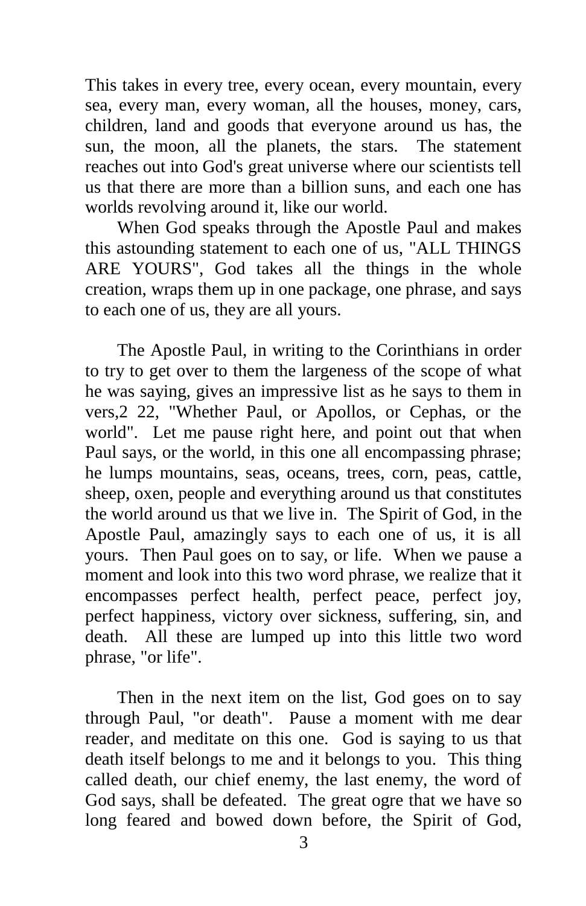This takes in every tree, every ocean, every mountain, every sea, every man, every woman, all the houses, money, cars, children, land and goods that everyone around us has, the sun, the moon, all the planets, the stars. The statement reaches out into God's great universe where our scientists tell us that there are more than a billion suns, and each one has worlds revolving around it, like our world.

When God speaks through the Apostle Paul and makes this astounding statement to each one of us, "ALL THINGS ARE YOURS", God takes all the things in the whole creation, wraps them up in one package, one phrase, and says to each one of us, they are all yours.

The Apostle Paul, in writing to the Corinthians in order to try to get over to them the largeness of the scope of what he was saying, gives an impressive list as he says to them in vers,2 22, "Whether Paul, or Apollos, or Cephas, or the world". Let me pause right here, and point out that when Paul says, or the world, in this one all encompassing phrase; he lumps mountains, seas, oceans, trees, corn, peas, cattle, sheep, oxen, people and everything around us that constitutes the world around us that we live in. The Spirit of God, in the Apostle Paul, amazingly says to each one of us, it is all yours. Then Paul goes on to say, or life. When we pause a moment and look into this two word phrase, we realize that it encompasses perfect health, perfect peace, perfect joy, perfect happiness, victory over sickness, suffering, sin, and death. All these are lumped up into this little two word phrase, "or life".

Then in the next item on the list, God goes on to say through Paul, "or death". Pause a moment with me dear reader, and meditate on this one. God is saying to us that death itself belongs to me and it belongs to you. This thing called death, our chief enemy, the last enemy, the word of God says, shall be defeated. The great ogre that we have so long feared and bowed down before, the Spirit of God,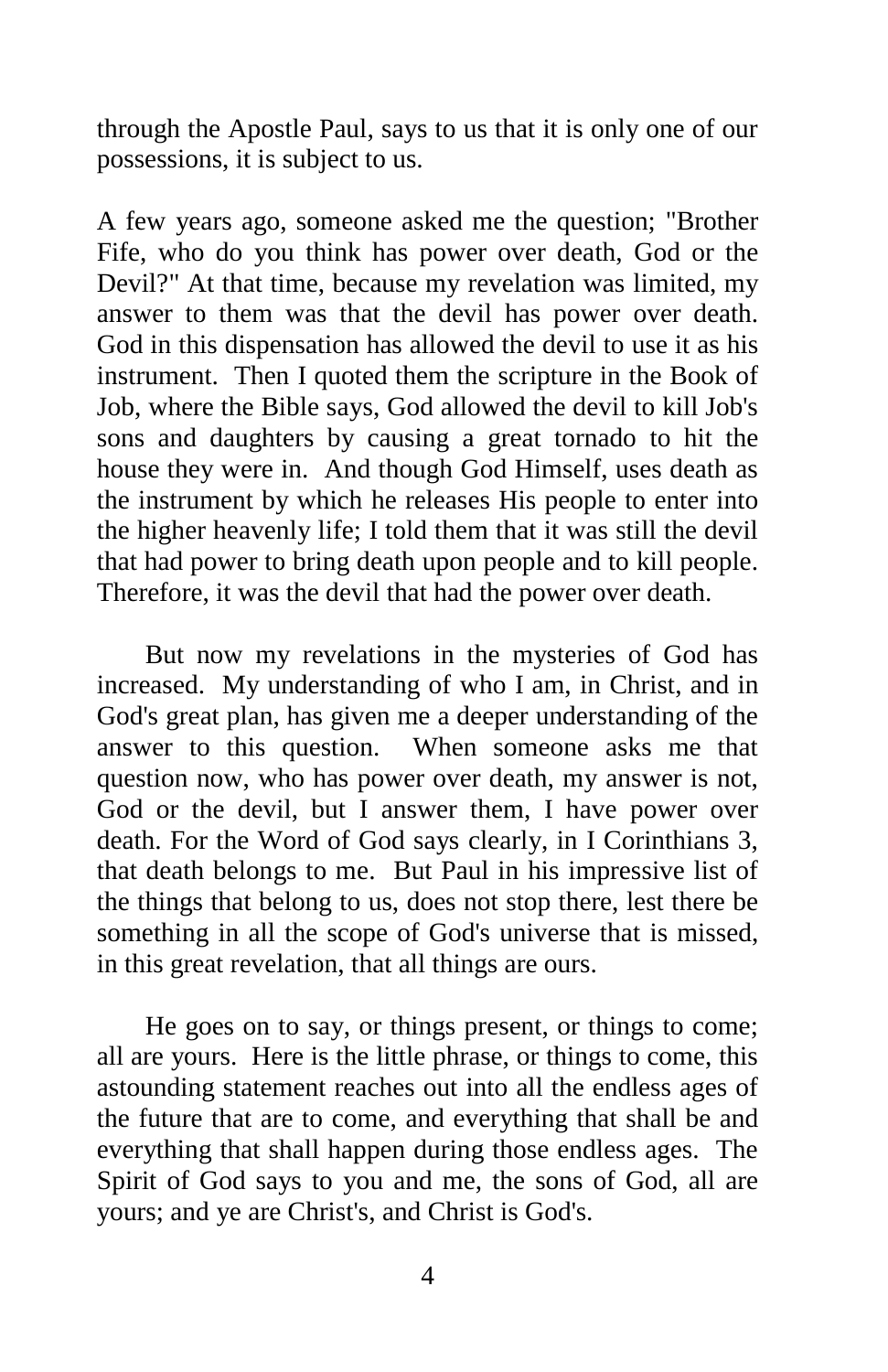through the Apostle Paul, says to us that it is only one of our possessions, it is subject to us.

A few years ago, someone asked me the question; "Brother Fife, who do you think has power over death, God or the Devil?" At that time, because my revelation was limited, my answer to them was that the devil has power over death. God in this dispensation has allowed the devil to use it as his instrument. Then I quoted them the scripture in the Book of Job, where the Bible says, God allowed the devil to kill Job's sons and daughters by causing a great tornado to hit the house they were in. And though God Himself, uses death as the instrument by which he releases His people to enter into the higher heavenly life; I told them that it was still the devil that had power to bring death upon people and to kill people. Therefore, it was the devil that had the power over death.

But now my revelations in the mysteries of God has increased. My understanding of who I am, in Christ, and in God's great plan, has given me a deeper understanding of the answer to this question. When someone asks me that question now, who has power over death, my answer is not, God or the devil, but I answer them, I have power over death. For the Word of God says clearly, in I Corinthians 3, that death belongs to me. But Paul in his impressive list of the things that belong to us, does not stop there, lest there be something in all the scope of God's universe that is missed, in this great revelation, that all things are ours.

He goes on to say, or things present, or things to come; all are yours. Here is the little phrase, or things to come, this astounding statement reaches out into all the endless ages of the future that are to come, and everything that shall be and everything that shall happen during those endless ages. The Spirit of God says to you and me, the sons of God, all are yours; and ye are Christ's, and Christ is God's.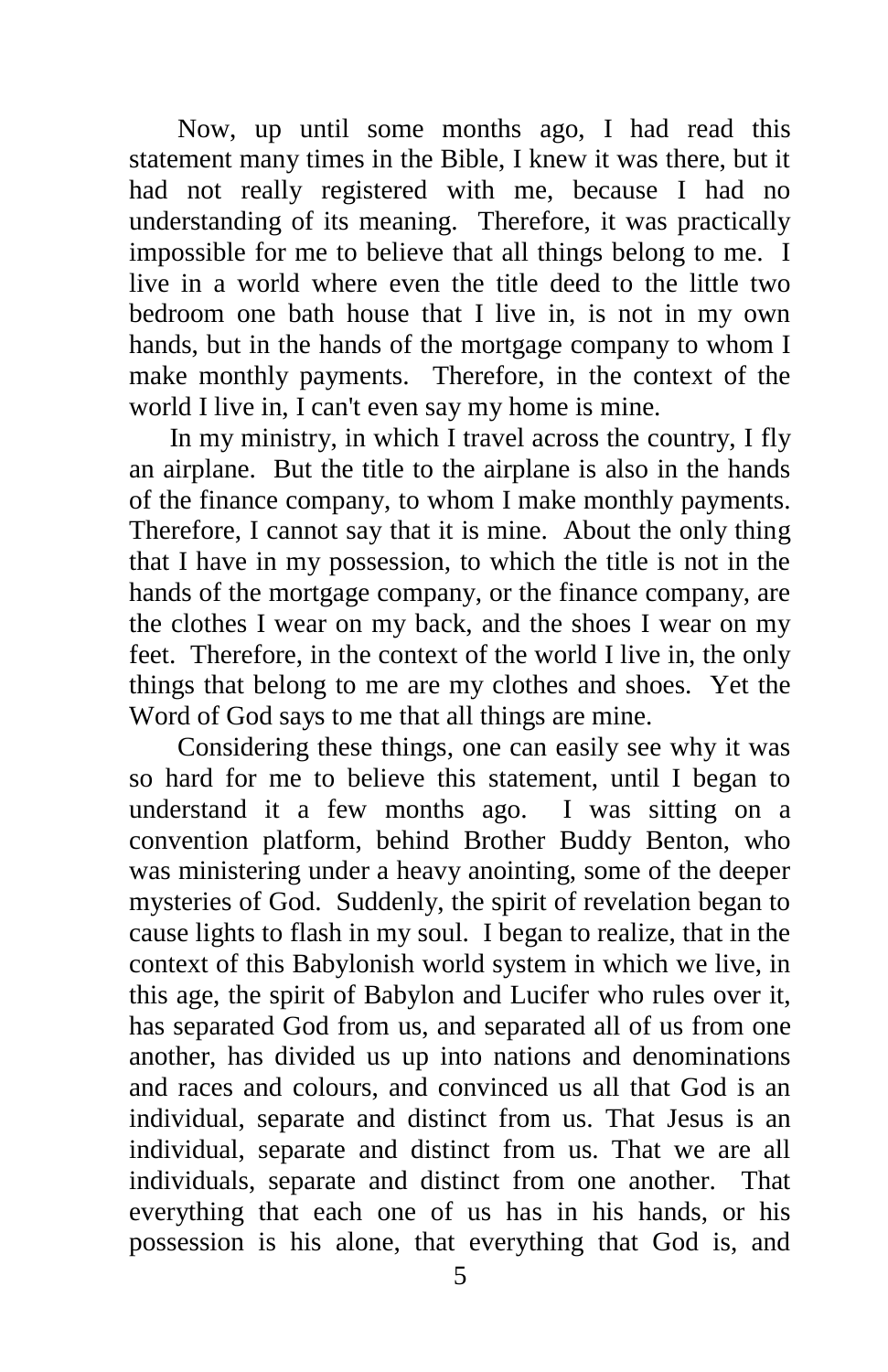Now, up until some months ago, I had read this statement many times in the Bible, I knew it was there, but it had not really registered with me, because I had no understanding of its meaning. Therefore, it was practically impossible for me to believe that all things belong to me. I live in a world where even the title deed to the little two bedroom one bath house that I live in, is not in my own hands, but in the hands of the mortgage company to whom I make monthly payments. Therefore, in the context of the world I live in, I can't even say my home is mine.

In my ministry, in which I travel across the country, I fly an airplane. But the title to the airplane is also in the hands of the finance company, to whom I make monthly payments. Therefore, I cannot say that it is mine. About the only thing that I have in my possession, to which the title is not in the hands of the mortgage company, or the finance company, are the clothes I wear on my back, and the shoes I wear on my feet. Therefore, in the context of the world I live in, the only things that belong to me are my clothes and shoes. Yet the Word of God says to me that all things are mine.

Considering these things, one can easily see why it was so hard for me to believe this statement, until I began to understand it a few months ago. I was sitting on a convention platform, behind Brother Buddy Benton, who was ministering under a heavy anointing, some of the deeper mysteries of God. Suddenly, the spirit of revelation began to cause lights to flash in my soul. I began to realize, that in the context of this Babylonish world system in which we live, in this age, the spirit of Babylon and Lucifer who rules over it, has separated God from us, and separated all of us from one another, has divided us up into nations and denominations and races and colours, and convinced us all that God is an individual, separate and distinct from us. That Jesus is an individual, separate and distinct from us. That we are all individuals, separate and distinct from one another. That everything that each one of us has in his hands, or his possession is his alone, that everything that God is, and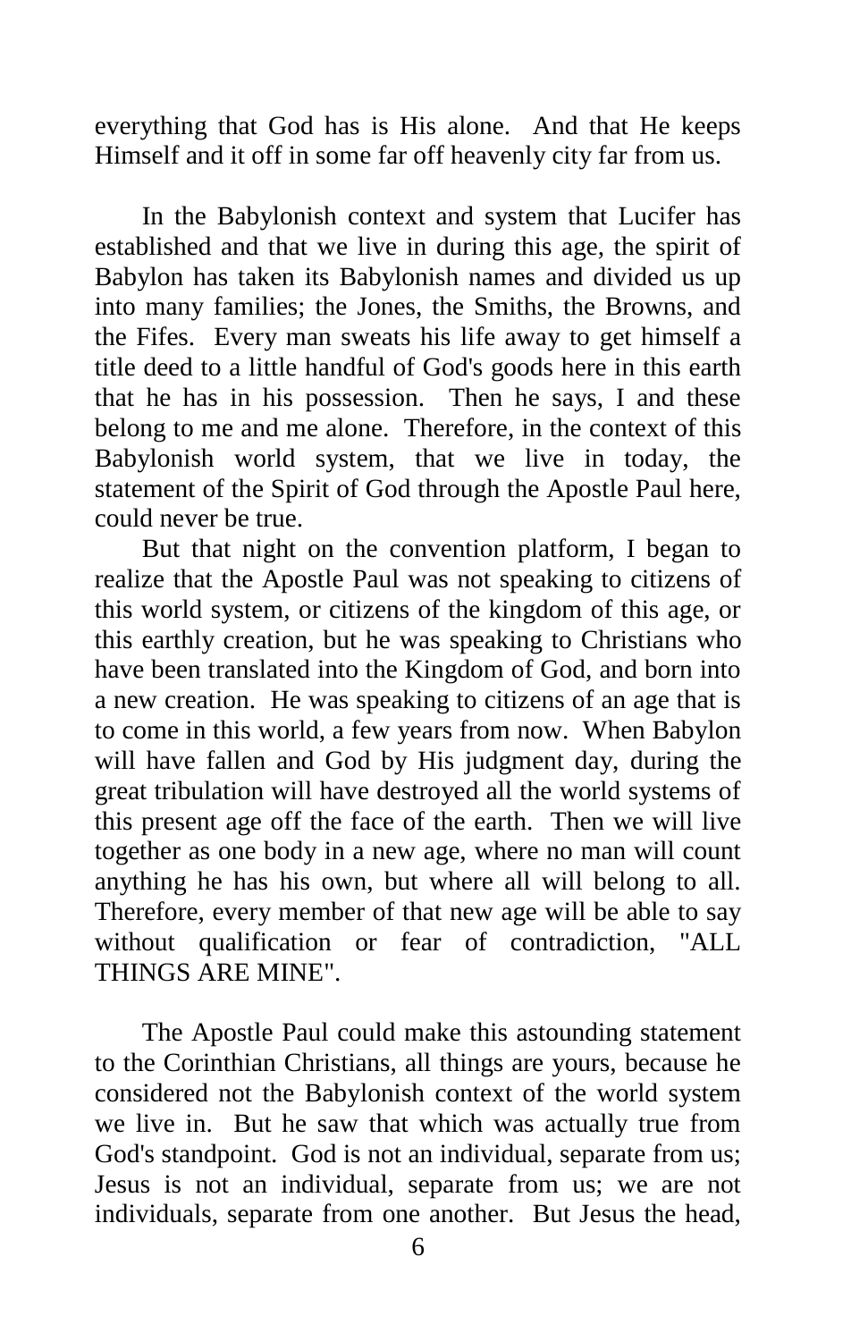everything that God has is His alone. And that He keeps Himself and it off in some far off heavenly city far from us.

In the Babylonish context and system that Lucifer has established and that we live in during this age, the spirit of Babylon has taken its Babylonish names and divided us up into many families; the Jones, the Smiths, the Browns, and the Fifes. Every man sweats his life away to get himself a title deed to a little handful of God's goods here in this earth that he has in his possession. Then he says, I and these belong to me and me alone. Therefore, in the context of this Babylonish world system, that we live in today, the statement of the Spirit of God through the Apostle Paul here, could never be true.

But that night on the convention platform, I began to realize that the Apostle Paul was not speaking to citizens of this world system, or citizens of the kingdom of this age, or this earthly creation, but he was speaking to Christians who have been translated into the Kingdom of God, and born into a new creation. He was speaking to citizens of an age that is to come in this world, a few years from now. When Babylon will have fallen and God by His judgment day, during the great tribulation will have destroyed all the world systems of this present age off the face of the earth. Then we will live together as one body in a new age, where no man will count anything he has his own, but where all will belong to all. Therefore, every member of that new age will be able to say without qualification or fear of contradiction, "ALL THINGS ARE MINE".

The Apostle Paul could make this astounding statement to the Corinthian Christians, all things are yours, because he considered not the Babylonish context of the world system we live in. But he saw that which was actually true from God's standpoint. God is not an individual, separate from us; Jesus is not an individual, separate from us; we are not individuals, separate from one another. But Jesus the head,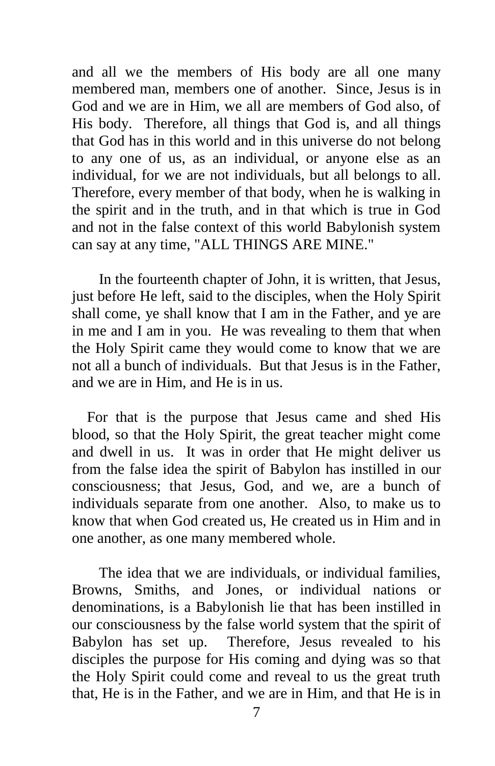and all we the members of His body are all one many membered man, members one of another. Since, Jesus is in God and we are in Him, we all are members of God also, of His body. Therefore, all things that God is, and all things that God has in this world and in this universe do not belong to any one of us, as an individual, or anyone else as an individual, for we are not individuals, but all belongs to all. Therefore, every member of that body, when he is walking in the spirit and in the truth, and in that which is true in God and not in the false context of this world Babylonish system can say at any time, "ALL THINGS ARE MINE."

In the fourteenth chapter of John, it is written, that Jesus, just before He left, said to the disciples, when the Holy Spirit shall come, ye shall know that I am in the Father, and ye are in me and I am in you. He was revealing to them that when the Holy Spirit came they would come to know that we are not all a bunch of individuals. But that Jesus is in the Father, and we are in Him, and He is in us.

For that is the purpose that Jesus came and shed His blood, so that the Holy Spirit, the great teacher might come and dwell in us. It was in order that He might deliver us from the false idea the spirit of Babylon has instilled in our consciousness; that Jesus, God, and we, are a bunch of individuals separate from one another. Also, to make us to know that when God created us, He created us in Him and in one another, as one many membered whole.

The idea that we are individuals, or individual families, Browns, Smiths, and Jones, or individual nations or denominations, is a Babylonish lie that has been instilled in our consciousness by the false world system that the spirit of Babylon has set up. Therefore, Jesus revealed to his disciples the purpose for His coming and dying was so that the Holy Spirit could come and reveal to us the great truth that, He is in the Father, and we are in Him, and that He is in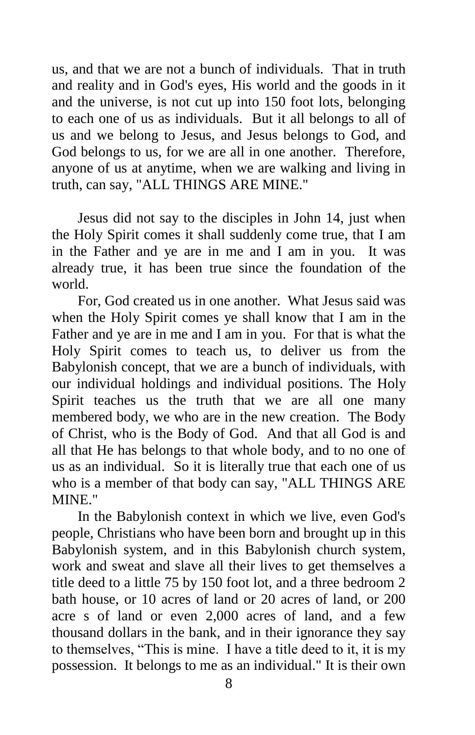us, and that we are not a bunch of individuals. That in truth and reality and in God's eyes, His world and the goods in it and the universe, is not cut up into 150 foot lots, belonging to each one of us as individuals. But it all belongs to all of us and we belong to Jesus, and Jesus belongs to God, and God belongs to us, for we are all in one another. Therefore, anyone of us at anytime, when we are walking and living in truth, can say, "ALL THINGS ARE MINE."

Jesus did not say to the disciples in John 14, just when the Holy Spirit comes it shall suddenly come true, that I am in the Father and ye are in me and I am in you. It was already true, it has been true since the foundation of the world.

For, God created us in one another. What Jesus said was when the Holy Spirit comes ye shall know that I am in the Father and ye are in me and I am in you. For that is what the Holy Spirit comes to teach us, to deliver us from the Babylonish concept, that we are a bunch of individuals, with our individual holdings and individual positions. The Holy Spirit teaches us the truth that we are all one many membered body, we who are in the new creation. The Body of Christ, who is the Body of God. And that all God is and all that He has belongs to that whole body, and to no one of us as an individual. So it is literally true that each one of us who is a member of that body can say, "ALL THINGS ARE MINE."

In the Babylonish context in which we live, even God's people, Christians who have been born and brought up in this Babylonish system, and in this Babylonish church system, work and sweat and slave all their lives to get themselves a title deed to a little 75 by 150 foot lot, and a three bedroom 2 bath house, or 10 acres of land or 20 acres of land, or 200 acre s of land or even 2,000 acres of land, and a few thousand dollars in the bank, and in their ignorance they say to themselves, "This is mine. I have a title deed to it, it is my possession. It belongs to me as an individual." It is their own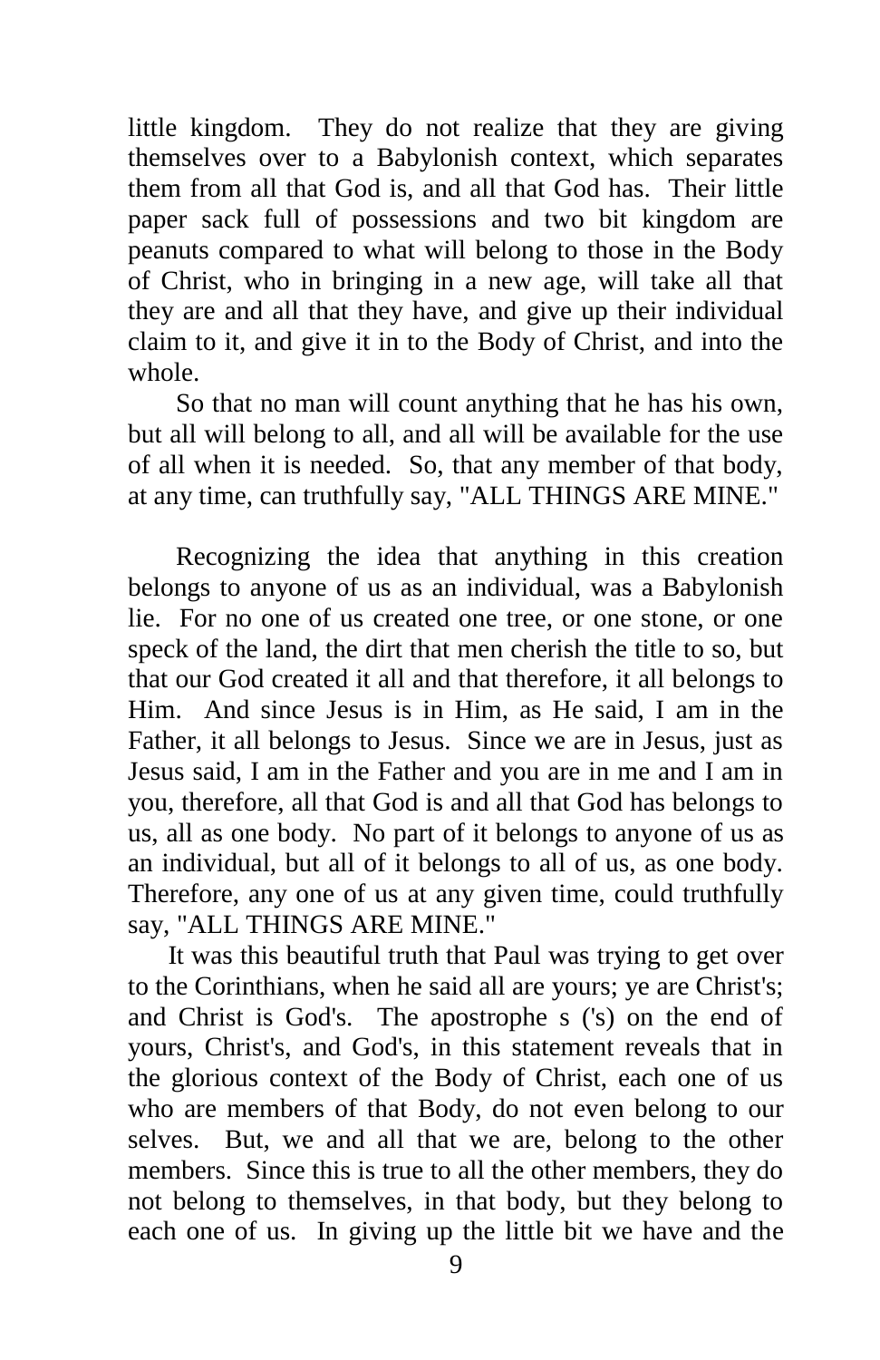little kingdom. They do not realize that they are giving themselves over to a Babylonish context, which separates them from all that God is, and all that God has. Their little paper sack full of possessions and two bit kingdom are peanuts compared to what will belong to those in the Body of Christ, who in bringing in a new age, will take all that they are and all that they have, and give up their individual claim to it, and give it in to the Body of Christ, and into the whole.

So that no man will count anything that he has his own, but all will belong to all, and all will be available for the use of all when it is needed. So, that any member of that body, at any time, can truthfully say, "ALL THINGS ARE MINE."

Recognizing the idea that anything in this creation belongs to anyone of us as an individual, was a Babylonish lie. For no one of us created one tree, or one stone, or one speck of the land, the dirt that men cherish the title to so, but that our God created it all and that therefore, it all belongs to Him. And since Jesus is in Him, as He said, I am in the Father, it all belongs to Jesus. Since we are in Jesus, just as Jesus said, I am in the Father and you are in me and I am in you, therefore, all that God is and all that God has belongs to us, all as one body. No part of it belongs to anyone of us as an individual, but all of it belongs to all of us, as one body. Therefore, any one of us at any given time, could truthfully say, "ALL THINGS ARE MINE."

It was this beautiful truth that Paul was trying to get over to the Corinthians, when he said all are yours; ye are Christ's; and Christ is God's. The apostrophe s ('s) on the end of yours, Christ's, and God's, in this statement reveals that in the glorious context of the Body of Christ, each one of us who are members of that Body, do not even belong to our selves. But, we and all that we are, belong to the other members. Since this is true to all the other members, they do not belong to themselves, in that body, but they belong to each one of us. In giving up the little bit we have and the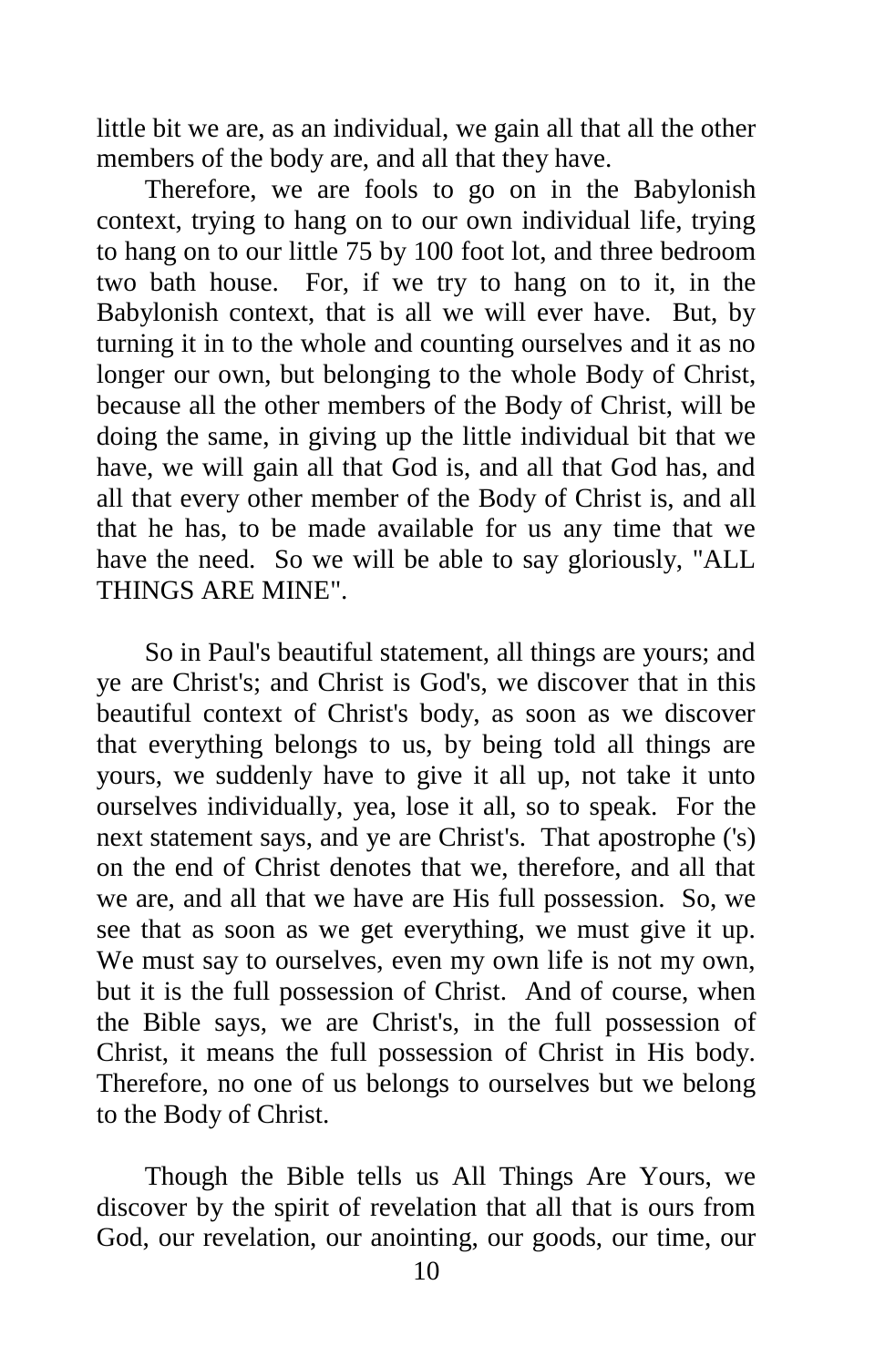little bit we are, as an individual, we gain all that all the other members of the body are, and all that they have.

Therefore, we are fools to go on in the Babylonish context, trying to hang on to our own individual life, trying to hang on to our little 75 by 100 foot lot, and three bedroom two bath house. For, if we try to hang on to it, in the Babylonish context, that is all we will ever have. But, by turning it in to the whole and counting ourselves and it as no longer our own, but belonging to the whole Body of Christ, because all the other members of the Body of Christ, will be doing the same, in giving up the little individual bit that we have, we will gain all that God is, and all that God has, and all that every other member of the Body of Christ is, and all that he has, to be made available for us any time that we have the need. So we will be able to say gloriously, "ALL THINGS ARE MINE".

So in Paul's beautiful statement, all things are yours; and ye are Christ's; and Christ is God's, we discover that in this beautiful context of Christ's body, as soon as we discover that everything belongs to us, by being told all things are yours, we suddenly have to give it all up, not take it unto ourselves individually, yea, lose it all, so to speak. For the next statement says, and ye are Christ's. That apostrophe ('s) on the end of Christ denotes that we, therefore, and all that we are, and all that we have are His full possession. So, we see that as soon as we get everything, we must give it up. We must say to ourselves, even my own life is not my own, but it is the full possession of Christ. And of course, when the Bible says, we are Christ's, in the full possession of Christ, it means the full possession of Christ in His body. Therefore, no one of us belongs to ourselves but we belong to the Body of Christ.

Though the Bible tells us All Things Are Yours, we discover by the spirit of revelation that all that is ours from God, our revelation, our anointing, our goods, our time, our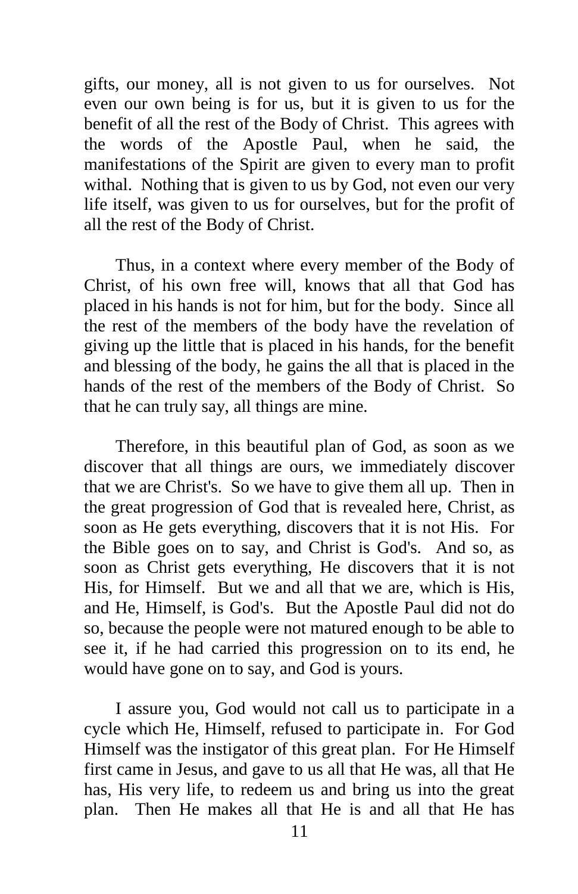gifts, our money, all is not given to us for ourselves. Not even our own being is for us, but it is given to us for the benefit of all the rest of the Body of Christ. This agrees with the words of the Apostle Paul, when he said, the manifestations of the Spirit are given to every man to profit withal. Nothing that is given to us by God, not even our very life itself, was given to us for ourselves, but for the profit of all the rest of the Body of Christ.

Thus, in a context where every member of the Body of Christ, of his own free will, knows that all that God has placed in his hands is not for him, but for the body. Since all the rest of the members of the body have the revelation of giving up the little that is placed in his hands, for the benefit and blessing of the body, he gains the all that is placed in the hands of the rest of the members of the Body of Christ. So that he can truly say, all things are mine.

Therefore, in this beautiful plan of God, as soon as we discover that all things are ours, we immediately discover that we are Christ's. So we have to give them all up. Then in the great progression of God that is revealed here, Christ, as soon as He gets everything, discovers that it is not His. For the Bible goes on to say, and Christ is God's. And so, as soon as Christ gets everything, He discovers that it is not His, for Himself. But we and all that we are, which is His, and He, Himself, is God's. But the Apostle Paul did not do so, because the people were not matured enough to be able to see it, if he had carried this progression on to its end, he would have gone on to say, and God is yours.

I assure you, God would not call us to participate in a cycle which He, Himself, refused to participate in. For God Himself was the instigator of this great plan. For He Himself first came in Jesus, and gave to us all that He was, all that He has, His very life, to redeem us and bring us into the great plan. Then He makes all that He is and all that He has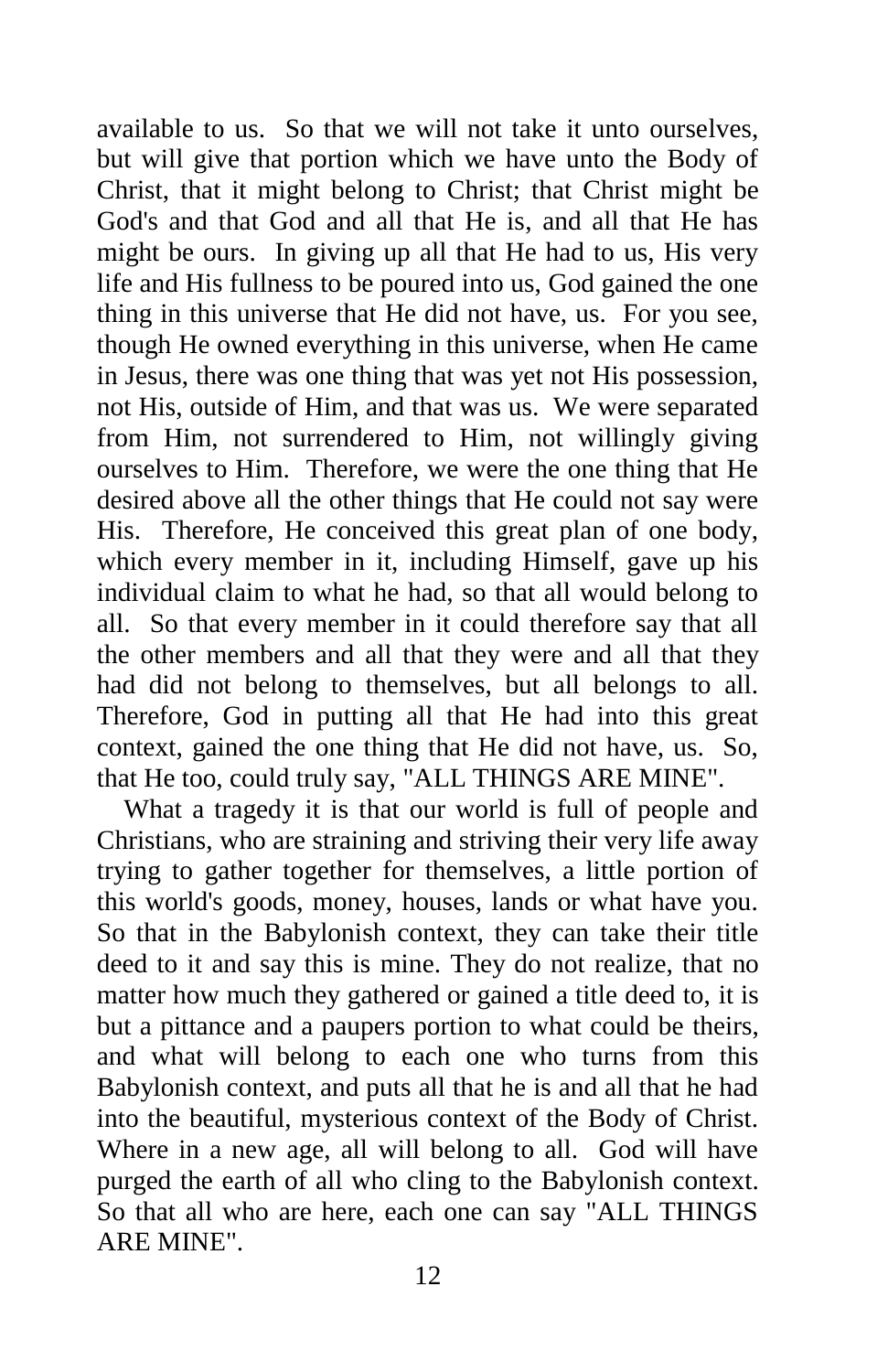available to us. So that we will not take it unto ourselves, but will give that portion which we have unto the Body of Christ, that it might belong to Christ; that Christ might be God's and that God and all that He is, and all that He has might be ours. In giving up all that He had to us, His very life and His fullness to be poured into us, God gained the one thing in this universe that He did not have, us. For you see, though He owned everything in this universe, when He came in Jesus, there was one thing that was yet not His possession, not His, outside of Him, and that was us. We were separated from Him, not surrendered to Him, not willingly giving ourselves to Him. Therefore, we were the one thing that He desired above all the other things that He could not say were His. Therefore, He conceived this great plan of one body, which every member in it, including Himself, gave up his individual claim to what he had, so that all would belong to all. So that every member in it could therefore say that all the other members and all that they were and all that they had did not belong to themselves, but all belongs to all. Therefore, God in putting all that He had into this great context, gained the one thing that He did not have, us. So, that He too, could truly say, "ALL THINGS ARE MINE".

What a tragedy it is that our world is full of people and Christians, who are straining and striving their very life away trying to gather together for themselves, a little portion of this world's goods, money, houses, lands or what have you. So that in the Babylonish context, they can take their title deed to it and say this is mine. They do not realize, that no matter how much they gathered or gained a title deed to, it is but a pittance and a paupers portion to what could be theirs, and what will belong to each one who turns from this Babylonish context, and puts all that he is and all that he had into the beautiful, mysterious context of the Body of Christ. Where in a new age, all will belong to all. God will have purged the earth of all who cling to the Babylonish context. So that all who are here, each one can say "ALL THINGS ARE MINE".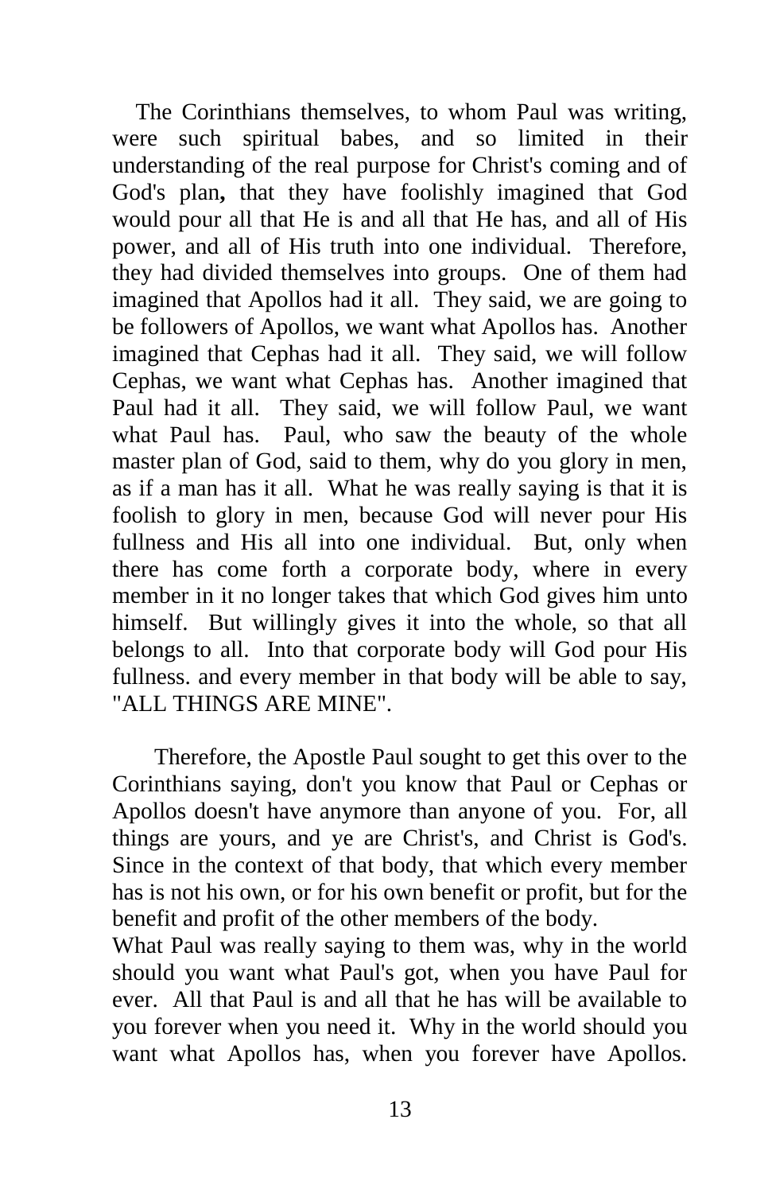The Corinthians themselves, to whom Paul was writing, were such spiritual babes, and so limited in their understanding of the real purpose for Christ's coming and of God's plan**,** that they have foolishly imagined that God would pour all that He is and all that He has, and all of His power, and all of His truth into one individual. Therefore, they had divided themselves into groups. One of them had imagined that Apollos had it all. They said, we are going to be followers of Apollos, we want what Apollos has. Another imagined that Cephas had it all. They said, we will follow Cephas, we want what Cephas has. Another imagined that Paul had it all. They said, we will follow Paul, we want what Paul has. Paul, who saw the beauty of the whole master plan of God, said to them, why do you glory in men, as if a man has it all. What he was really saying is that it is foolish to glory in men, because God will never pour His fullness and His all into one individual. But, only when there has come forth a corporate body, where in every member in it no longer takes that which God gives him unto himself. But willingly gives it into the whole, so that all belongs to all. Into that corporate body will God pour His fullness. and every member in that body will be able to say, "ALL THINGS ARE MINE".

Therefore, the Apostle Paul sought to get this over to the Corinthians saying, don't you know that Paul or Cephas or Apollos doesn't have anymore than anyone of you. For, all things are yours, and ye are Christ's, and Christ is God's. Since in the context of that body, that which every member has is not his own, or for his own benefit or profit, but for the benefit and profit of the other members of the body.
What Paul was really saying to them was, why in the world should you want what Paul's got, when you have Paul for ever. All that Paul is and all that he has will be available to you forever when you need it. Why in the world should you want what Apollos has, when you forever have Apollos.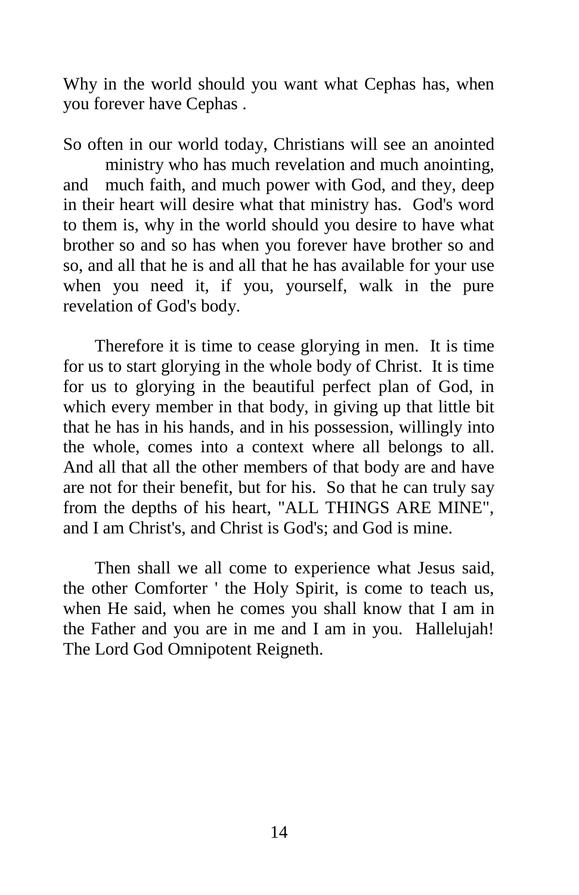Why in the world should you want what Cephas has, when you forever have Cephas .

So often in our world today, Christians will see an anointed ministry who has much revelation and much anointing, and much faith, and much power with God, and they, deep in their heart will desire what that ministry has. God's word to them is, why in the world should you desire to have what brother so and so has when you forever have brother so and so, and all that he is and all that he has available for your use when you need it, if you, yourself, walk in the pure revelation of God's body.

Therefore it is time to cease glorying in men. It is time for us to start glorying in the whole body of Christ. It is time for us to glorying in the beautiful perfect plan of God, in which every member in that body, in giving up that little bit that he has in his hands, and in his possession, willingly into the whole, comes into a context where all belongs to all. And all that all the other members of that body are and have are not for their benefit, but for his. So that he can truly say from the depths of his heart, "ALL THINGS ARE MINE", and I am Christ's, and Christ is God's; and God is mine.

Then shall we all come to experience what Jesus said, the other Comforter ' the Holy Spirit, is come to teach us, when He said, when he comes you shall know that I am in the Father and you are in me and I am in you. Hallelujah! The Lord God Omnipotent Reigneth.